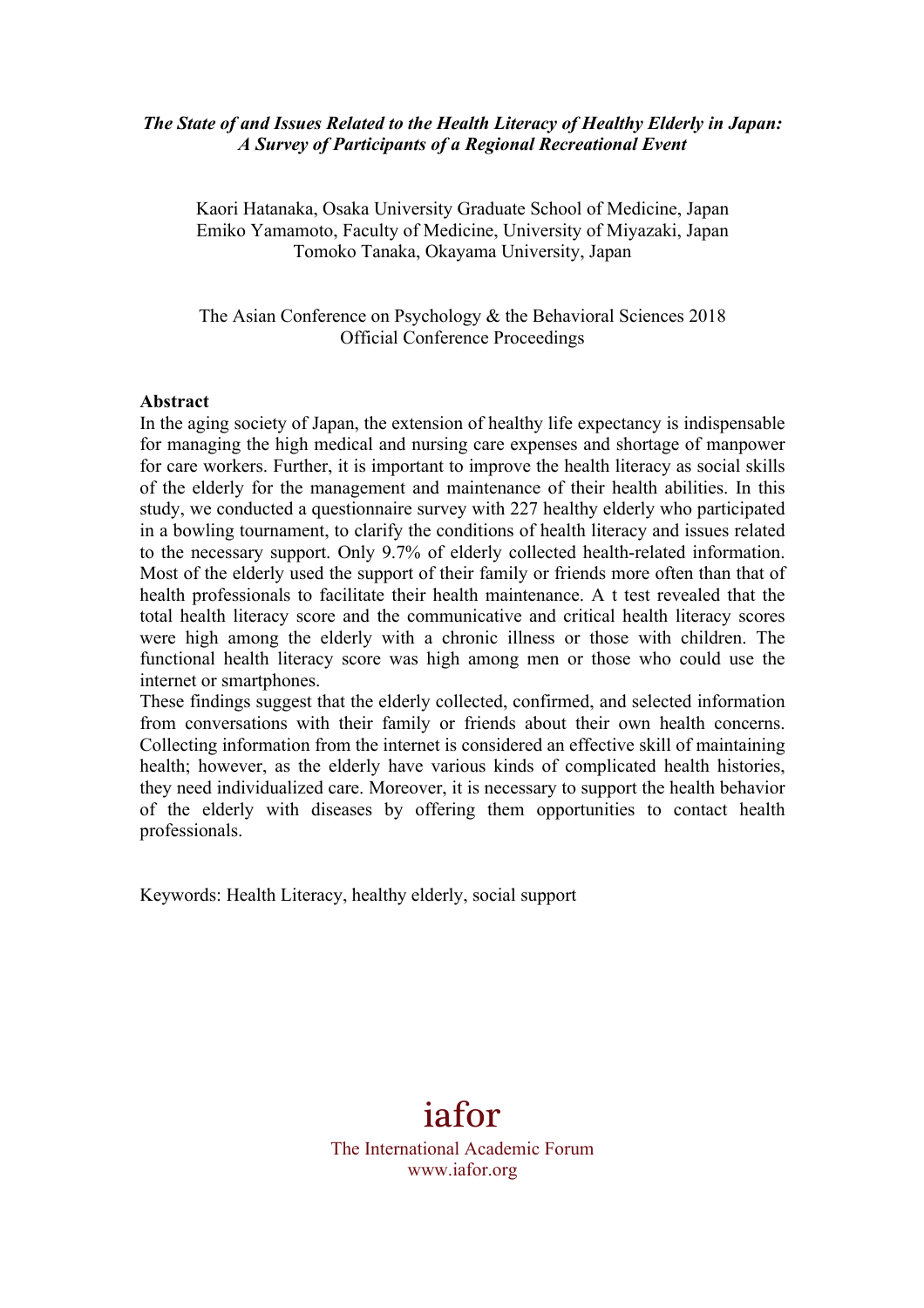***The State of and Issues Related to the Health Literacy of Healthy Elderly in Japan: A Survey of Participants of a Regional Recreational Event***

Kaori Hatanaka, Osaka University Graduate School of Medicine, Japan
Emiko Yamamoto, Faculty of Medicine, University of Miyazaki, Japan
Tomoko Tanaka, Okayama University, Japan

The Asian Conference on Psychology & the Behavioral Sciences 2018
Official Conference Proceedings

**Abstract**

In the aging society of Japan, the extension of healthy life expectancy is indispensable for managing the high medical and nursing care expenses and shortage of manpower for care workers. Further, it is important to improve the health literacy as social skills of the elderly for the management and maintenance of their health abilities. In this study, we conducted a questionnaire survey with 227 healthy elderly who participated in a bowling tournament, to clarify the conditions of health literacy and issues related to the necessary support. Only 9.7% of elderly collected health-related information. Most of the elderly used the support of their family or friends more often than that of health professionals to facilitate their health maintenance. A t test revealed that the total health literacy score and the communicative and critical health literacy scores were high among the elderly with a chronic illness or those with children. The functional health literacy score was high among men or those who could use the internet or smartphones.

These findings suggest that the elderly collected, confirmed, and selected information from conversations with their family or friends about their own health concerns. Collecting information from the internet is considered an effective skill of maintaining health; however, as the elderly have various kinds of complicated health histories, they need individualized care. Moreover, it is necessary to support the health behavior of the elderly with diseases by offering them opportunities to contact health professionals.

Keywords: Health Literacy, healthy elderly, social support

iafor
The International Academic Forum
www.iafor.org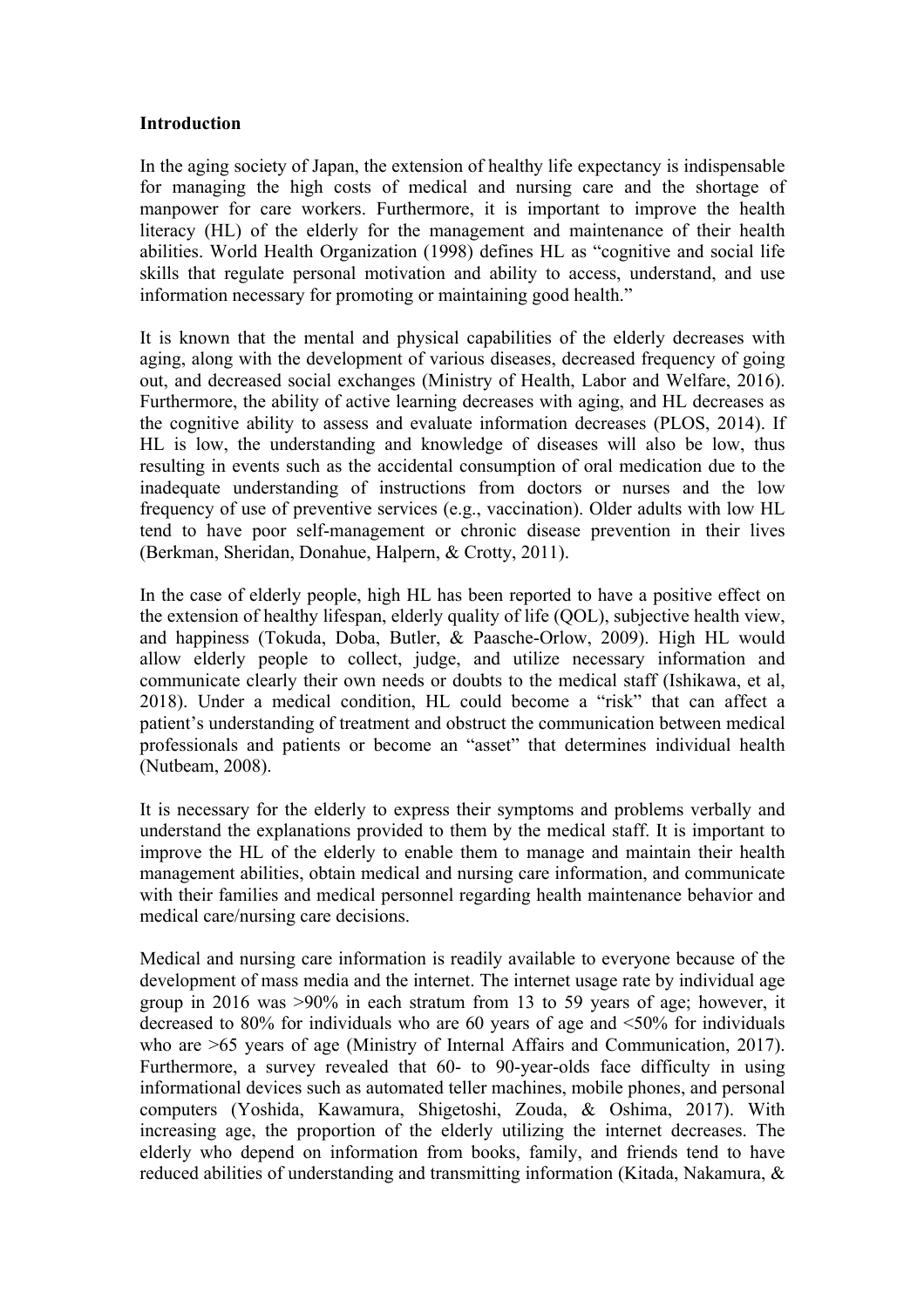**Introduction**

In the aging society of Japan, the extension of healthy life expectancy is indispensable for managing the high costs of medical and nursing care and the shortage of manpower for care workers. Furthermore, it is important to improve the health literacy (HL) of the elderly for the management and maintenance of their health abilities. World Health Organization (1998) defines HL as "cognitive and social life skills that regulate personal motivation and ability to access, understand, and use information necessary for promoting or maintaining good health."

It is known that the mental and physical capabilities of the elderly decreases with aging, along with the development of various diseases, decreased frequency of going out, and decreased social exchanges (Ministry of Health, Labor and Welfare, 2016). Furthermore, the ability of active learning decreases with aging, and HL decreases as the cognitive ability to assess and evaluate information decreases (PLOS, 2014). If HL is low, the understanding and knowledge of diseases will also be low, thus resulting in events such as the accidental consumption of oral medication due to the inadequate understanding of instructions from doctors or nurses and the low frequency of use of preventive services (e.g., vaccination). Older adults with low HL tend to have poor self-management or chronic disease prevention in their lives (Berkman, Sheridan, Donahue, Halpern, & Crotty, 2011).

In the case of elderly people, high HL has been reported to have a positive effect on the extension of healthy lifespan, elderly quality of life (QOL), subjective health view, and happiness (Tokuda, Doba, Butler, & Paasche-Orlow, 2009). High HL would allow elderly people to collect, judge, and utilize necessary information and communicate clearly their own needs or doubts to the medical staff (Ishikawa, et al, 2018). Under a medical condition, HL could become a "risk" that can affect a patient's understanding of treatment and obstruct the communication between medical professionals and patients or become an "asset" that determines individual health (Nutbeam, 2008).

It is necessary for the elderly to express their symptoms and problems verbally and understand the explanations provided to them by the medical staff. It is important to improve the HL of the elderly to enable them to manage and maintain their health management abilities, obtain medical and nursing care information, and communicate with their families and medical personnel regarding health maintenance behavior and medical care/nursing care decisions.

Medical and nursing care information is readily available to everyone because of the development of mass media and the internet. The internet usage rate by individual age group in 2016 was >90% in each stratum from 13 to 59 years of age; however, it decreased to 80% for individuals who are 60 years of age and <50% for individuals who are >65 years of age (Ministry of Internal Affairs and Communication, 2017). Furthermore, a survey revealed that 60- to 90-year-olds face difficulty in using informational devices such as automated teller machines, mobile phones, and personal computers (Yoshida, Kawamura, Shigetoshi, Zouda, & Oshima, 2017). With increasing age, the proportion of the elderly utilizing the internet decreases. The elderly who depend on information from books, family, and friends tend to have reduced abilities of understanding and transmitting information (Kitada, Nakamura, &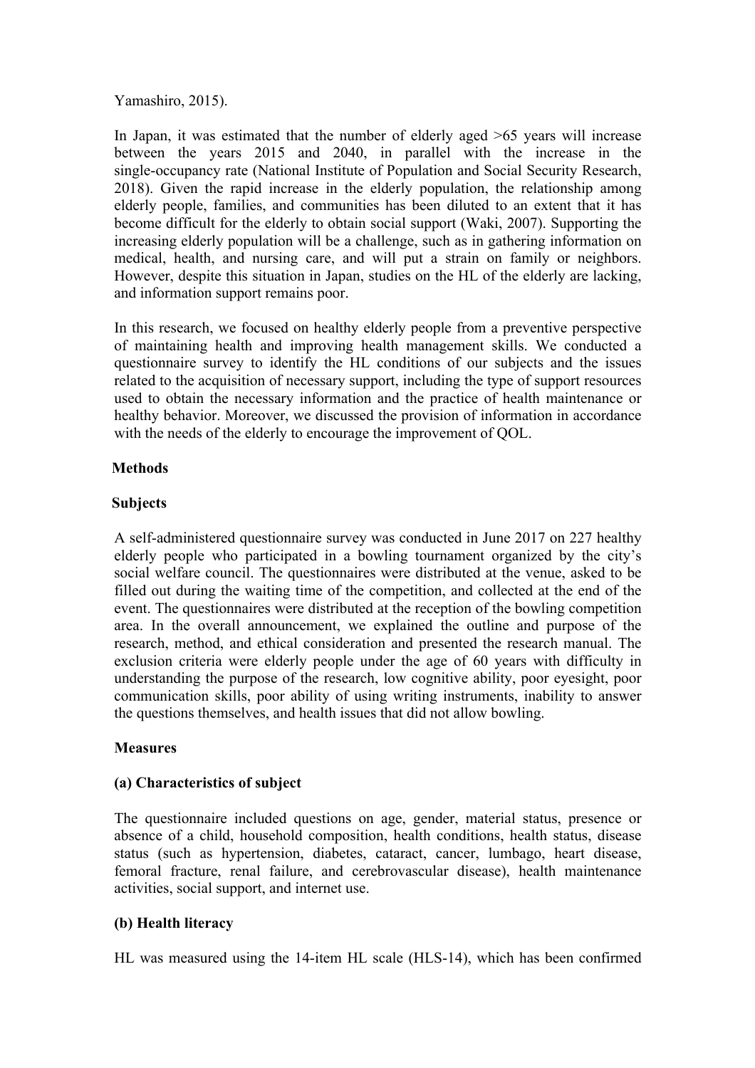Yamashiro, 2015).

In Japan, it was estimated that the number of elderly aged >65 years will increase between the years 2015 and 2040, in parallel with the increase in the single-occupancy rate (National Institute of Population and Social Security Research, 2018). Given the rapid increase in the elderly population, the relationship among elderly people, families, and communities has been diluted to an extent that it has become difficult for the elderly to obtain social support (Waki, 2007). Supporting the increasing elderly population will be a challenge, such as in gathering information on medical, health, and nursing care, and will put a strain on family or neighbors. However, despite this situation in Japan, studies on the HL of the elderly are lacking, and information support remains poor.

In this research, we focused on healthy elderly people from a preventive perspective of maintaining health and improving health management skills. We conducted a questionnaire survey to identify the HL conditions of our subjects and the issues related to the acquisition of necessary support, including the type of support resources used to obtain the necessary information and the practice of health maintenance or healthy behavior. Moreover, we discussed the provision of information in accordance with the needs of the elderly to encourage the improvement of QOL.

## Methods

### Subjects

A self-administered questionnaire survey was conducted in June 2017 on 227 healthy elderly people who participated in a bowling tournament organized by the city's social welfare council. The questionnaires were distributed at the venue, asked to be filled out during the waiting time of the competition, and collected at the end of the event. The questionnaires were distributed at the reception of the bowling competition area. In the overall announcement, we explained the outline and purpose of the research, method, and ethical consideration and presented the research manual. The exclusion criteria were elderly people under the age of 60 years with difficulty in understanding the purpose of the research, low cognitive ability, poor eyesight, poor communication skills, poor ability of using writing instruments, inability to answer the questions themselves, and health issues that did not allow bowling.

### Measures

#### (a) Characteristics of subject

The questionnaire included questions on age, gender, material status, presence or absence of a child, household composition, health conditions, health status, disease status (such as hypertension, diabetes, cataract, cancer, lumbago, heart disease, femoral fracture, renal failure, and cerebrovascular disease), health maintenance activities, social support, and internet use.

#### (b) Health literacy

HL was measured using the 14-item HL scale (HLS-14), which has been confirmed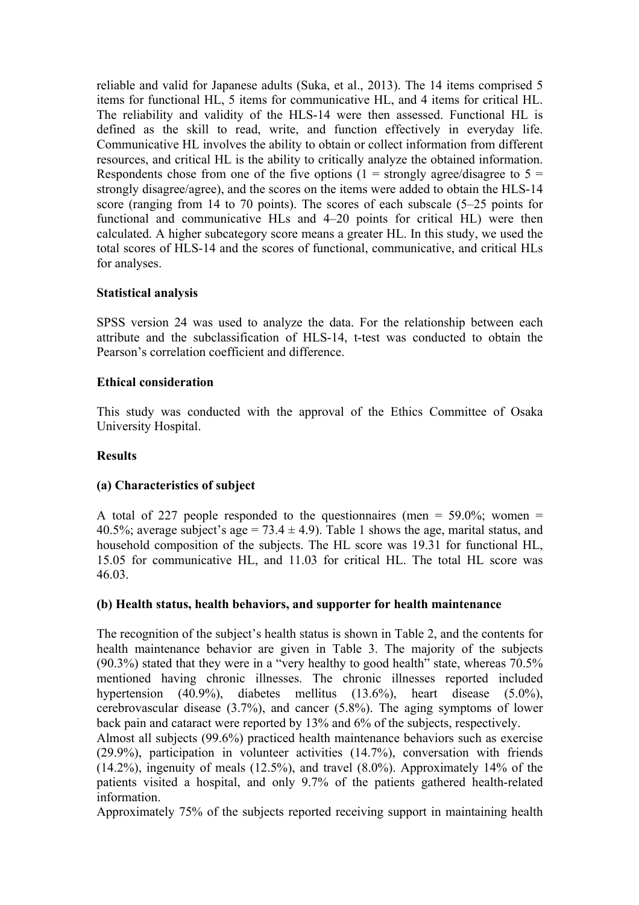reliable and valid for Japanese adults (Suka, et al., 2013). The 14 items comprised 5 items for functional HL, 5 items for communicative HL, and 4 items for critical HL. The reliability and validity of the HLS-14 were then assessed. Functional HL is defined as the skill to read, write, and function effectively in everyday life. Communicative HL involves the ability to obtain or collect information from different resources, and critical HL is the ability to critically analyze the obtained information. Respondents chose from one of the five options (1 = strongly agree/disagree to 5 = strongly disagree/agree), and the scores on the items were added to obtain the HLS-14 score (ranging from 14 to 70 points). The scores of each subscale (5–25 points for functional and communicative HLs and 4–20 points for critical HL) were then calculated. A higher subcategory score means a greater HL. In this study, we used the total scores of HLS-14 and the scores of functional, communicative, and critical HLs for analyses.

**Statistical analysis**

SPSS version 24 was used to analyze the data. For the relationship between each attribute and the subclassification of HLS-14, t-test was conducted to obtain the Pearson's correlation coefficient and difference.

**Ethical consideration**

This study was conducted with the approval of the Ethics Committee of Osaka University Hospital.

**Results**

**(a) Characteristics of subject**

A total of 227 people responded to the questionnaires (men = 59.0%; women = 40.5%; average subject's age = 73.4 ± 4.9). Table 1 shows the age, marital status, and household composition of the subjects. The HL score was 19.31 for functional HL, 15.05 for communicative HL, and 11.03 for critical HL. The total HL score was 46.03.

**(b) Health status, health behaviors, and supporter for health maintenance**

The recognition of the subject's health status is shown in Table 2, and the contents for health maintenance behavior are given in Table 3. The majority of the subjects (90.3%) stated that they were in a "very healthy to good health" state, whereas 70.5% mentioned having chronic illnesses. The chronic illnesses reported included hypertension (40.9%), diabetes mellitus (13.6%), heart disease (5.0%), cerebrovascular disease (3.7%), and cancer (5.8%). The aging symptoms of lower back pain and cataract were reported by 13% and 6% of the subjects, respectively.

Almost all subjects (99.6%) practiced health maintenance behaviors such as exercise (29.9%), participation in volunteer activities (14.7%), conversation with friends (14.2%), ingenuity of meals (12.5%), and travel (8.0%). Approximately 14% of the patients visited a hospital, and only 9.7% of the patients gathered health-related information.

Approximately 75% of the subjects reported receiving support in maintaining health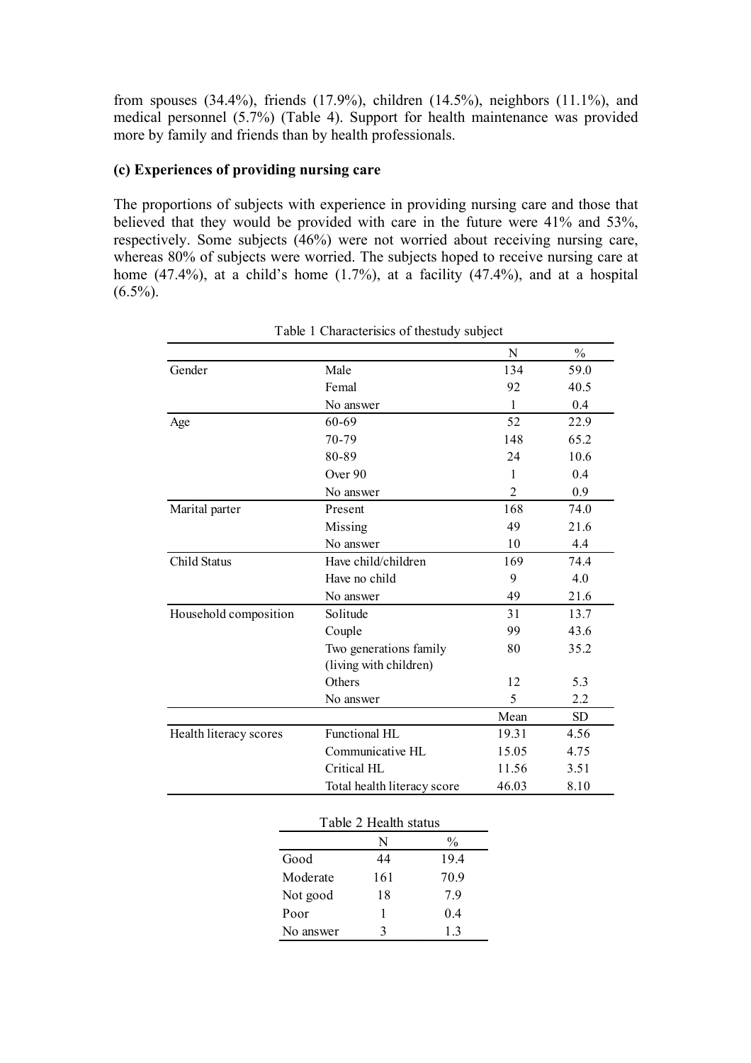from spouses (34.4%), friends (17.9%), children (14.5%), neighbors (11.1%), and medical personnel (5.7%) (Table 4). Support for health maintenance was provided more by family and friends than by health professionals.

**(c) Experiences of providing nursing care**

The proportions of subjects with experience in providing nursing care and those that believed that they would be provided with care in the future were 41% and 53%, respectively. Some subjects (46%) were not worried about receiving nursing care, whereas 80% of subjects were worried. The subjects hoped to receive nursing care at home (47.4%), at a child's home (1.7%), at a facility (47.4%), and at a hospital (6.5%).

Table 1 Characterisics of thestudy subject

| | | N | % |
|---|---|---|---|
| Gender | Male | 134 | 59.0 |
| | Femal | 92 | 40.5 |
| | No answer | 1 | 0.4 |
| Age | 60-69 | 52 | 22.9 |
| | 70-79 | 148 | 65.2 |
| | 80-89 | 24 | 10.6 |
| | Over 90 | 1 | 0.4 |
| | No answer | 2 | 0.9 |
| Marital parter | Present | 168 | 74.0 |
| | Missing | 49 | 21.6 |
| | No answer | 10 | 4.4 |
| Child Status | Have child/children | 169 | 74.4 |
| | Have no child | 9 | 4.0 |
| | No answer | 49 | 21.6 |
| Household composition | Solitude | 31 | 13.7 |
| | Couple | 99 | 43.6 |
| | Two generations family (living with children) | 80 | 35.2 |
| | Others | 12 | 5.3 |
| | No answer | 5 | 2.2 |
| | | Mean | SD |
| Health literacy scores | Functional HL | 19.31 | 4.56 |
| | Communicative HL | 15.05 | 4.75 |
| | Critical HL | 11.56 | 3.51 |
| | Total health literacy score | 46.03 | 8.10 |

Table 2 Health status

| | N | % |
|---|---|---|
| Good | 44 | 19.4 |
| Moderate | 161 | 70.9 |
| Not good | 18 | 7.9 |
| Poor | 1 | 0.4 |
| No answer | 3 | 1.3 |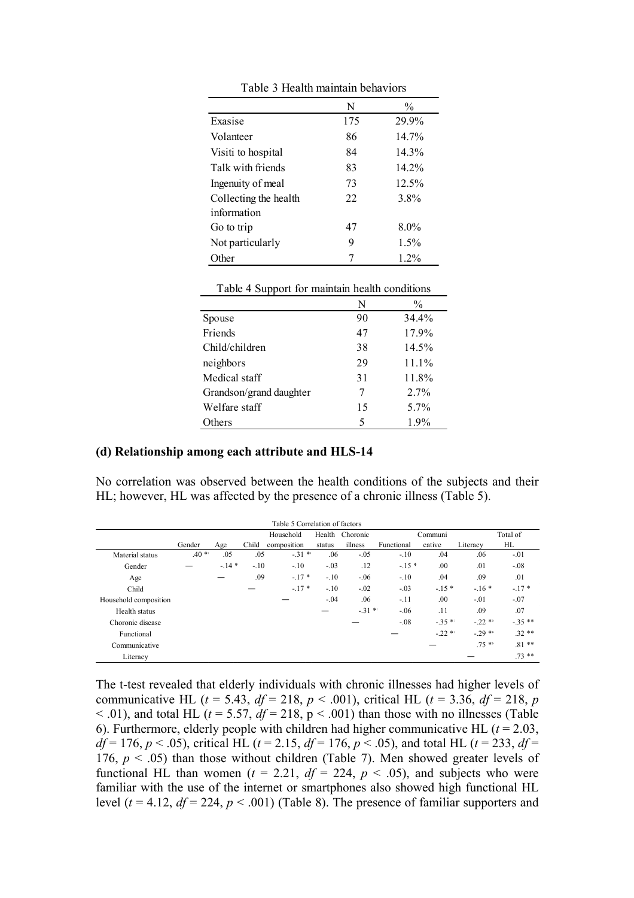Table 3 Health maintain behaviors

| | N | % |
|---|---|---|
| Exasise | 175 | 29.9% |
| Volanteer | 86 | 14.7% |
| Visiti to hospital | 84 | 14.3% |
| Talk with friends | 83 | 14.2% |
| Ingenuity of meal | 73 | 12.5% |
| Collecting the health information | 22 | 3.8% |
| Go to trip | 47 | 8.0% |
| Not particularly | 9 | 1.5% |
| Other | 7 | 1.2% |

Table 4 Support for maintain health conditions

| | N | % |
|---|---|---|
| Spouse | 90 | 34.4% |
| Friends | 47 | 17.9% |
| Child/children | 38 | 14.5% |
| neighbors | 29 | 11.1% |
| Medical staff | 31 | 11.8% |
| Grandson/grand daughter | 7 | 2.7% |
| Welfare staff | 15 | 5.7% |
| Others | 5 | 1.9% |

### (d) Relationship among each attribute and HLS-14

No correlation was observed between the health conditions of the subjects and their HL; however, HL was affected by the presence of a chronic illness (Table 5).

Table 5 Correlation of factors

| | Gender | Age | Child | Household composition | Health status | Choronic illness | Functional | Communicative | Literacy | Total of HL |
|---|---|---|---|---|---|---|---|---|---|---|
| Material status | .40 ** | .05 | .05 | -.31 ** | .06 | -.05 | -.10 | .04 | .06 | -.01 |
| Gender | — | -.14 * | -.10 | -.10 | -.03 | .12 | -.15 * | .00 | .01 | -.08 |
| Age | | — | .09 | -.17 * | -.10 | -.06 | -.10 | .04 | .09 | .01 |
| Child | | | — | -.17 * | -.10 | -.02 | -.03 | -.15 * | -.16 * | -.17 * |
| Household composition | | | | — | -.04 | .06 | -.11 | .00 | -.01 | -.07 |
| Health status | | | | | — | -.31 ** | -.06 | .11 | .09 | .07 |
| Choronic disease | | | | | | — | -.08 | -.35 ** | -.22 ** | -.35 ** |
| Functional | | | | | | | — | -.22 ** | -.29 ** | .32 ** |
| Communicative | | | | | | | | — | .75 ** | .81 ** |
| Literacy | | | | | | | | | — | .73 ** |

The t-test revealed that elderly individuals with chronic illnesses had higher levels of communicative HL ($t = 5.43$, $df = 218$, $p < .001$), critical HL ($t = 3.36$, $df = 218$, $p < .01$), and total HL ($t = 5.57$, $df = 218$, $p < .001$) than those with no illnesses (Table 6). Furthermore, elderly people with children had higher communicative HL ($t = 2.03$, $df = 176$, $p < .05$), critical HL ($t = 2.15$, $df = 176$, $p < .05$), and total HL ($t = 233$, $df = 176$, $p < .05$) than those without children (Table 7). Men showed greater levels of functional HL than women ($t = 2.21$, $df = 224$, $p < .05$), and subjects who were familiar with the use of the internet or smartphones also showed high functional HL level ($t = 4.12$, $df = 224$, $p < .001$) (Table 8). The presence of familiar supporters and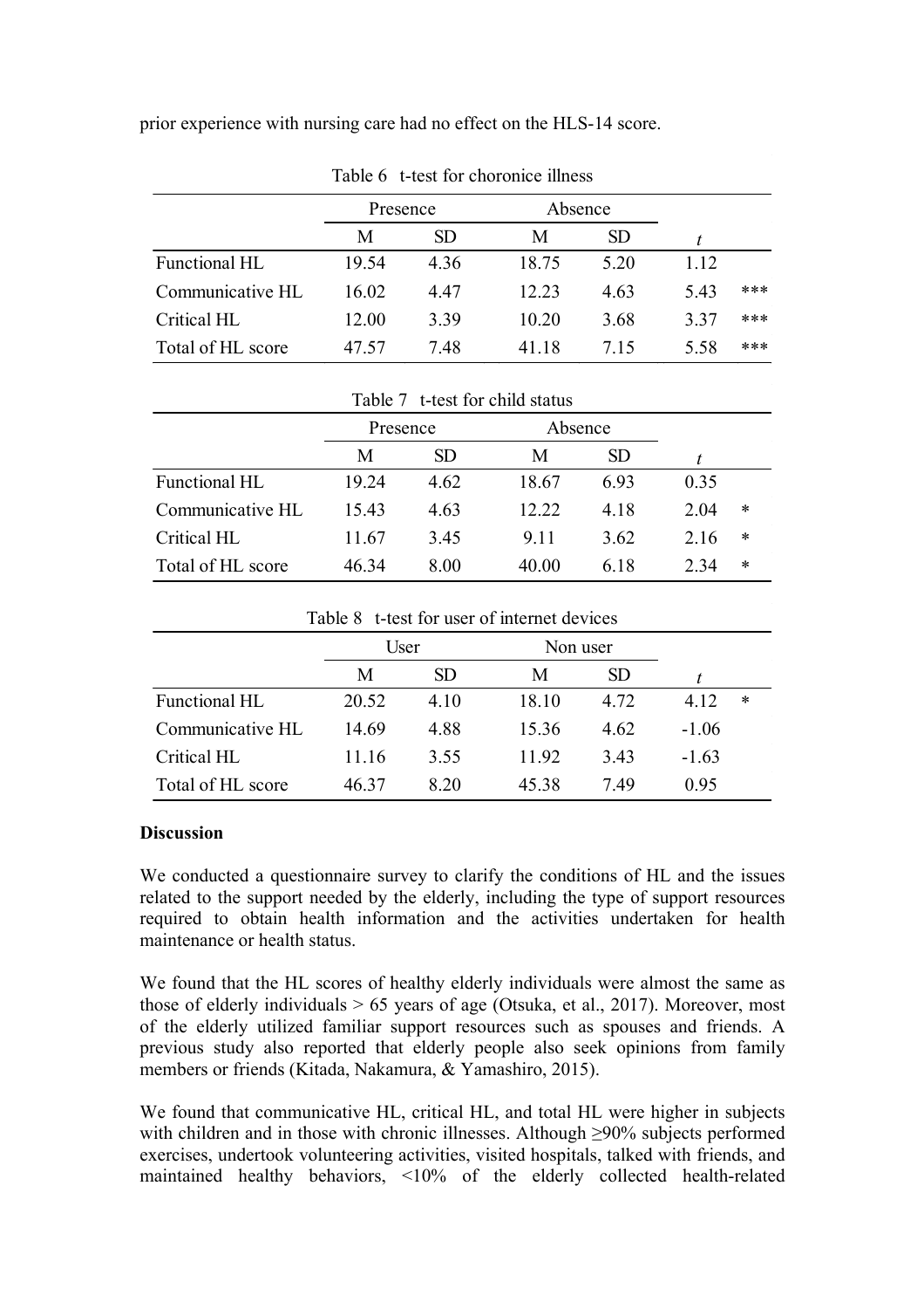prior experience with nursing care had no effect on the HLS-14 score.

Table 6 t-test for choronice illness

| | Presence | | Absence | | | |
|---|---|---|---|---|---|---|
| | M | SD | M | SD | *t* | |
| Functional HL | 19.54 | 4.36 | 18.75 | 5.20 | 1.12 | |
| Communicative HL | 16.02 | 4.47 | 12.23 | 4.63 | 5.43 | *** |
| Critical HL | 12.00 | 3.39 | 10.20 | 3.68 | 3.37 | *** |
| Total of HL score | 47.57 | 7.48 | 41.18 | 7.15 | 5.58 | *** |

Table 7 t-test for child status

| | Presence | | Absence | | | |
|---|---|---|---|---|---|---|
| | M | SD | M | SD | *t* | |
| Functional HL | 19.24 | 4.62 | 18.67 | 6.93 | 0.35 | |
| Communicative HL | 15.43 | 4.63 | 12.22 | 4.18 | 2.04 | * |
| Critical HL | 11.67 | 3.45 | 9.11 | 3.62 | 2.16 | * |
| Total of HL score | 46.34 | 8.00 | 40.00 | 6.18 | 2.34 | * |

Table 8 t-test for user of internet devices

| | User | | Non user | | | |
|---|---|---|---|---|---|---|
| | M | SD | M | SD | *t* | |
| Functional HL | 20.52 | 4.10 | 18.10 | 4.72 | 4.12 | * |
| Communicative HL | 14.69 | 4.88 | 15.36 | 4.62 | -1.06 | |
| Critical HL | 11.16 | 3.55 | 11.92 | 3.43 | -1.63 | |
| Total of HL score | 46.37 | 8.20 | 45.38 | 7.49 | 0.95 | |

## Discussion

We conducted a questionnaire survey to clarify the conditions of HL and the issues related to the support needed by the elderly, including the type of support resources required to obtain health information and the activities undertaken for health maintenance or health status.

We found that the HL scores of healthy elderly individuals were almost the same as those of elderly individuals > 65 years of age (Otsuka, et al., 2017). Moreover, most of the elderly utilized familiar support resources such as spouses and friends. A previous study also reported that elderly people also seek opinions from family members or friends (Kitada, Nakamura, & Yamashiro, 2015).

We found that communicative HL, critical HL, and total HL were higher in subjects with children and in those with chronic illnesses. Although ≥90% subjects performed exercises, undertook volunteering activities, visited hospitals, talked with friends, and maintained healthy behaviors, <10% of the elderly collected health-related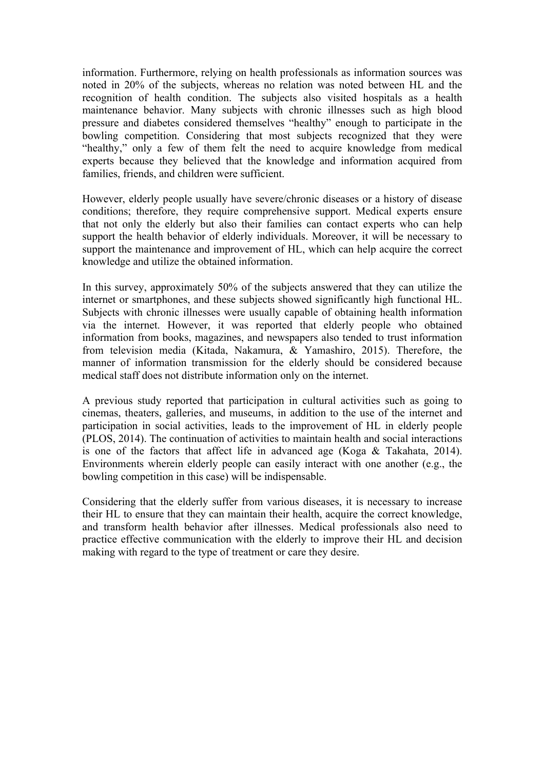information. Furthermore, relying on health professionals as information sources was noted in 20% of the subjects, whereas no relation was noted between HL and the recognition of health condition. The subjects also visited hospitals as a health maintenance behavior. Many subjects with chronic illnesses such as high blood pressure and diabetes considered themselves "healthy" enough to participate in the bowling competition. Considering that most subjects recognized that they were "healthy," only a few of them felt the need to acquire knowledge from medical experts because they believed that the knowledge and information acquired from families, friends, and children were sufficient.

However, elderly people usually have severe/chronic diseases or a history of disease conditions; therefore, they require comprehensive support. Medical experts ensure that not only the elderly but also their families can contact experts who can help support the health behavior of elderly individuals. Moreover, it will be necessary to support the maintenance and improvement of HL, which can help acquire the correct knowledge and utilize the obtained information.

In this survey, approximately 50% of the subjects answered that they can utilize the internet or smartphones, and these subjects showed significantly high functional HL. Subjects with chronic illnesses were usually capable of obtaining health information via the internet. However, it was reported that elderly people who obtained information from books, magazines, and newspapers also tended to trust information from television media (Kitada, Nakamura, & Yamashiro, 2015). Therefore, the manner of information transmission for the elderly should be considered because medical staff does not distribute information only on the internet.

A previous study reported that participation in cultural activities such as going to cinemas, theaters, galleries, and museums, in addition to the use of the internet and participation in social activities, leads to the improvement of HL in elderly people (PLOS, 2014). The continuation of activities to maintain health and social interactions is one of the factors that affect life in advanced age (Koga & Takahata, 2014). Environments wherein elderly people can easily interact with one another (e.g., the bowling competition in this case) will be indispensable.

Considering that the elderly suffer from various diseases, it is necessary to increase their HL to ensure that they can maintain their health, acquire the correct knowledge, and transform health behavior after illnesses. Medical professionals also need to practice effective communication with the elderly to improve their HL and decision making with regard to the type of treatment or care they desire.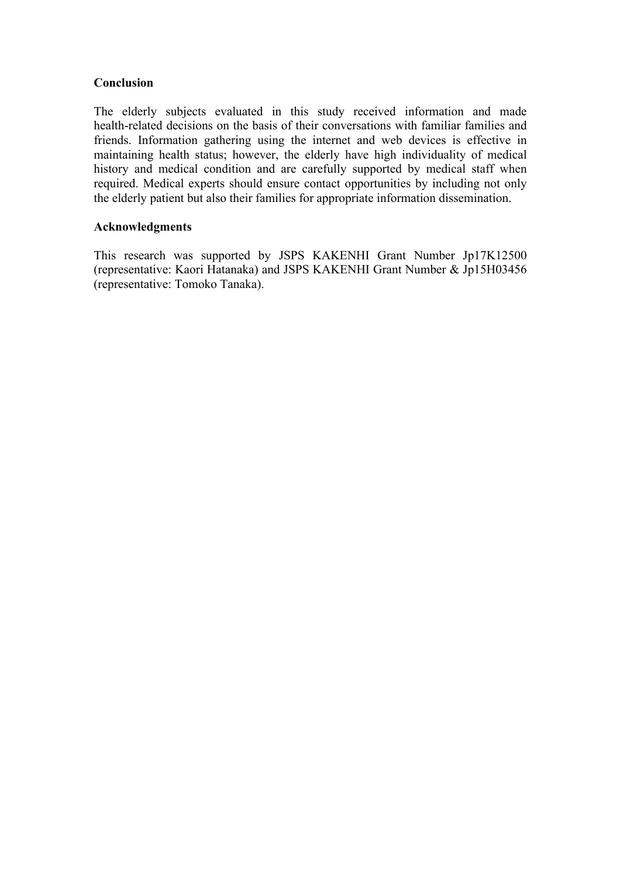## Conclusion

The elderly subjects evaluated in this study received information and made health-related decisions on the basis of their conversations with familiar families and friends. Information gathering using the internet and web devices is effective in maintaining health status; however, the elderly have high individuality of medical history and medical condition and are carefully supported by medical staff when required. Medical experts should ensure contact opportunities by including not only the elderly patient but also their families for appropriate information dissemination.

## Acknowledgments

This research was supported by JSPS KAKENHI Grant Number Jp17K12500 (representative: Kaori Hatanaka) and JSPS KAKENHI Grant Number & Jp15H03456 (representative: Tomoko Tanaka).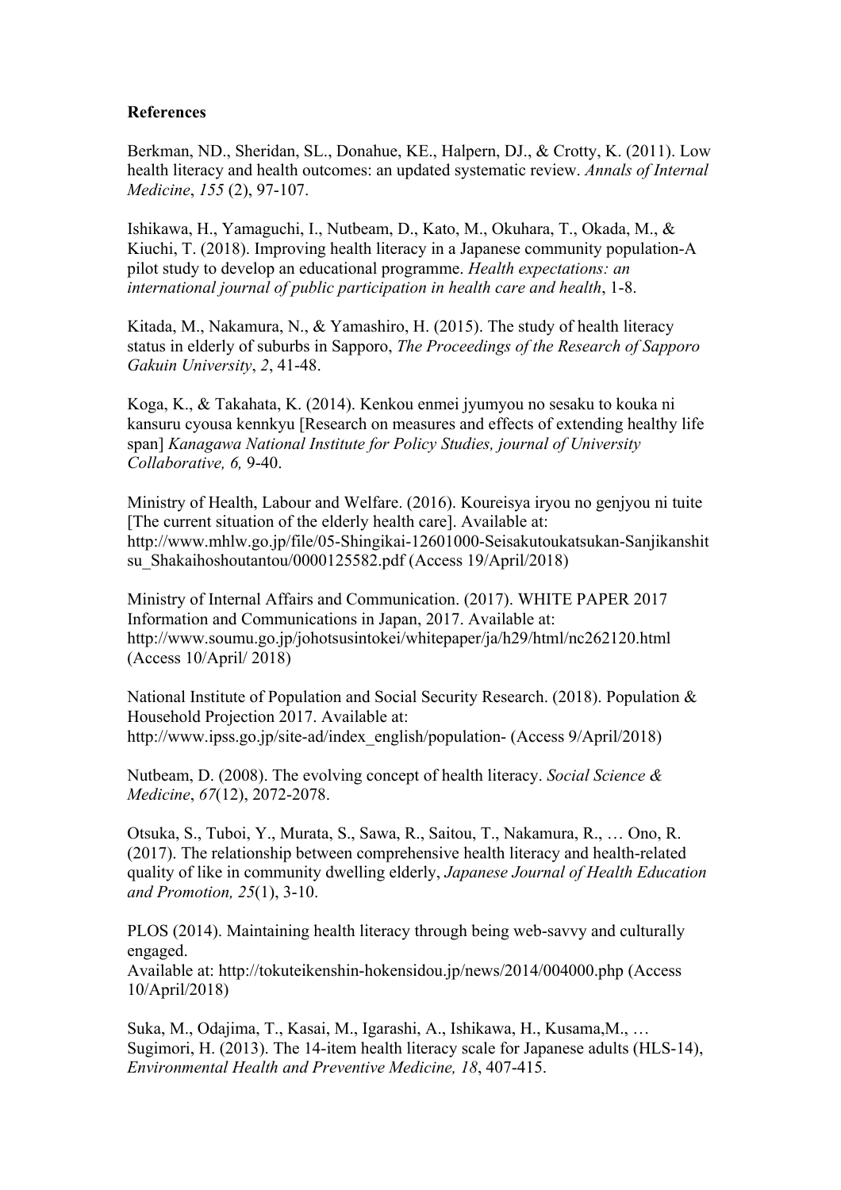**References**

Berkman, ND., Sheridan, SL., Donahue, KE., Halpern, DJ., & Crotty, K. (2011). Low health literacy and health outcomes: an updated systematic review. *Annals of Internal Medicine*, *155* (2), 97-107.

Ishikawa, H., Yamaguchi, I., Nutbeam, D., Kato, M., Okuhara, T., Okada, M., & Kiuchi, T. (2018). Improving health literacy in a Japanese community population-A pilot study to develop an educational programme. *Health expectations: an international journal of public participation in health care and health*, 1-8.

Kitada, M., Nakamura, N., & Yamashiro, H. (2015). The study of health literacy status in elderly of suburbs in Sapporo, *The Proceedings of the Research of Sapporo Gakuin University*, *2*, 41-48.

Koga, K., & Takahata, K. (2014). Kenkou enmei jyumyou no sesaku to kouka ni kansuru cyousa kennkyu [Research on measures and effects of extending healthy life span] *Kanagawa National Institute for Policy Studies, journal of University Collaborative, 6,* 9-40.

Ministry of Health, Labour and Welfare. (2016). Koureisya iryou no genjyou ni tuite [The current situation of the elderly health care]. Available at: http://www.mhlw.go.jp/file/05-Shingikai-12601000-Seisakutoukatsukan-Sanjikanshitsu_Shakaihoshoutantou/0000125582.pdf (Access 19/April/2018)

Ministry of Internal Affairs and Communication. (2017). WHITE PAPER 2017 Information and Communications in Japan, 2017. Available at: http://www.soumu.go.jp/johotsusintokei/whitepaper/ja/h29/html/nc262120.html (Access 10/April/ 2018)

National Institute of Population and Social Security Research. (2018). Population & Household Projection 2017. Available at: http://www.ipss.go.jp/site-ad/index_english/population- (Access 9/April/2018)

Nutbeam, D. (2008). The evolving concept of health literacy. *Social Science & Medicine*, *67*(12), 2072-2078.

Otsuka, S., Tuboi, Y., Murata, S., Sawa, R., Saitou, T., Nakamura, R., … Ono, R. (2017). The relationship between comprehensive health literacy and health-related quality of like in community dwelling elderly, *Japanese Journal of Health Education and Promotion, 25*(1), 3-10.

PLOS (2014). Maintaining health literacy through being web-savvy and culturally engaged.
Available at: http://tokuteikenshin-hokensidou.jp/news/2014/004000.php (Access 10/April/2018)

Suka, M., Odajima, T., Kasai, M., Igarashi, A., Ishikawa, H., Kusama,M., … Sugimori, H. (2013). The 14-item health literacy scale for Japanese adults (HLS-14), *Environmental Health and Preventive Medicine, 18*, 407-415.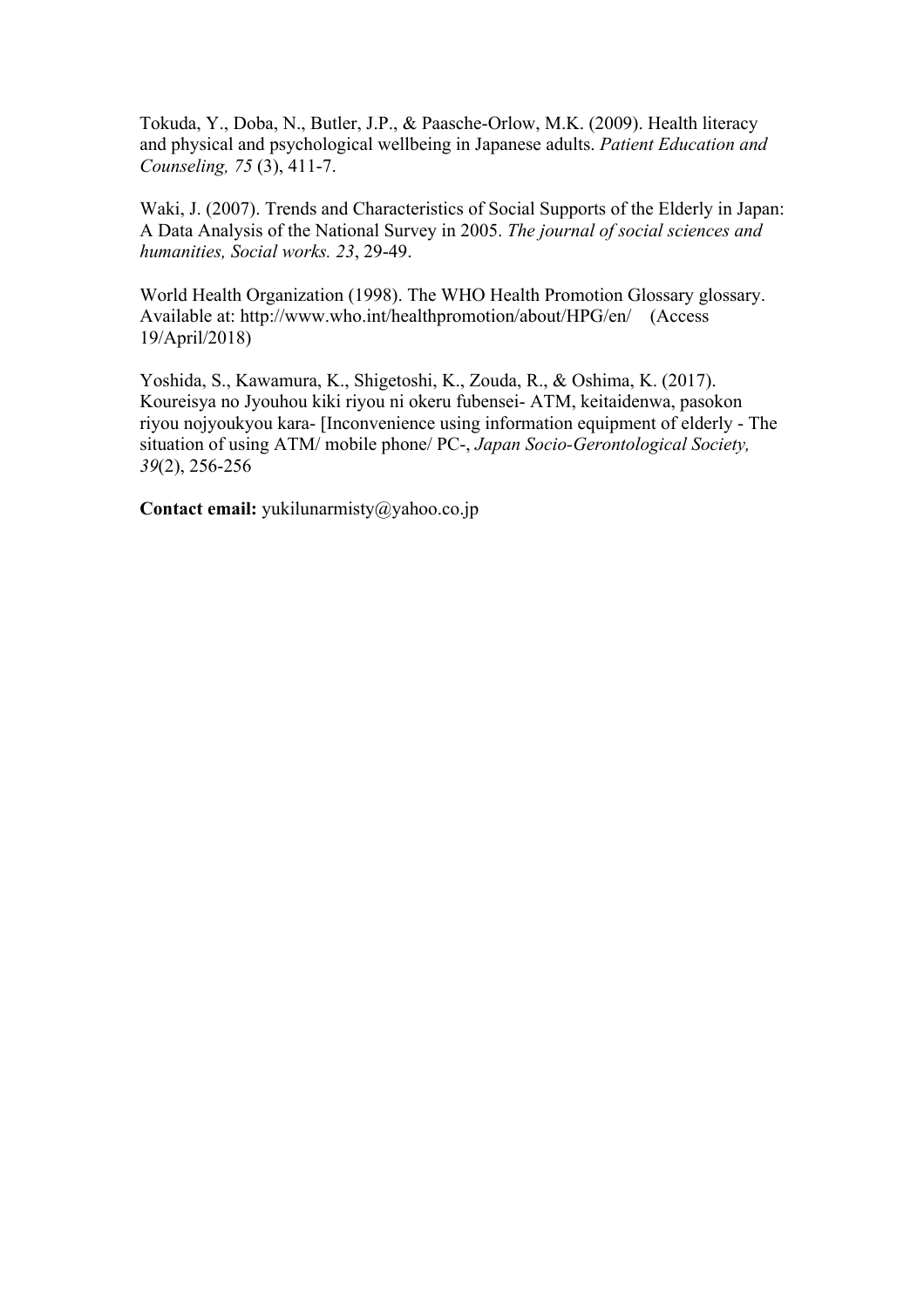Tokuda, Y., Doba, N., Butler, J.P., & Paasche-Orlow, M.K. (2009). Health literacy and physical and psychological wellbeing in Japanese adults. *Patient Education and Counseling, 75* (3), 411-7.

Waki, J. (2007). Trends and Characteristics of Social Supports of the Elderly in Japan: A Data Analysis of the National Survey in 2005. *The journal of social sciences and humanities, Social works. 23*, 29-49.

World Health Organization (1998). The WHO Health Promotion Glossary glossary. Available at: http://www.who.int/healthpromotion/about/HPG/en/ (Access 19/April/2018)

Yoshida, S., Kawamura, K., Shigetoshi, K., Zouda, R., & Oshima, K. (2017). Koureisya no Jyouhou kiki riyou ni okeru fubensei- ATM, keitaidenwa, pasokon riyou nojyoukyou kara- [Inconvenience using information equipment of elderly - The situation of using ATM/ mobile phone/ PC-, *Japan Socio-Gerontological Society, 39*(2), 256-256

**Contact email:** yukilunarmisty@yahoo.co.jp